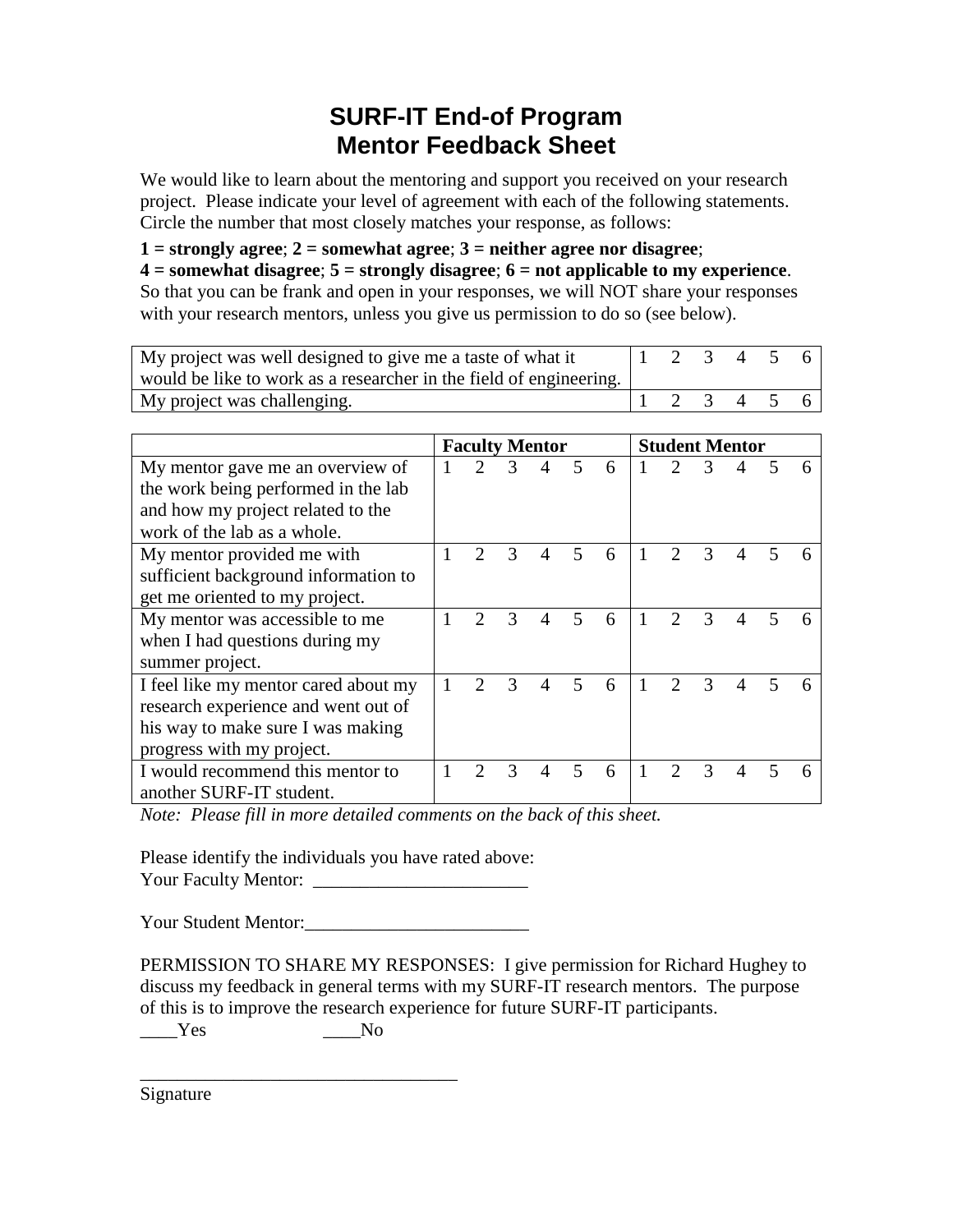# SURF-IT End-of Program
# Mentor Feedback Sheet

We would like to learn about the mentoring and support you received on your research project. Please indicate your level of agreement with each of the following statements. Circle the number that most closely matches your response, as follows:

**1 = strongly agree**; **2 = somewhat agree**; **3 = neither agree nor disagree**; **4 = somewhat disagree**; **5 = strongly disagree**; **6 = not applicable to my experience**.
So that you can be frank and open in your responses, we will NOT share your responses with your research mentors, unless you give us permission to do so (see below).

| | |
|---|---|
| My project was well designed to give me a taste of what it would be like to work as a researcher in the field of engineering. | 1 2 3 4 5 6 |
| My project was challenging. | 1 2 3 4 5 6 |

| | **Faculty Mentor** | **Student Mentor** |
|---|---|---|
| My mentor gave me an overview of the work being performed in the lab and how my project related to the work of the lab as a whole. | 1 2 3 4 5 6 | 1 2 3 4 5 6 |
| My mentor provided me with sufficient background information to get me oriented to my project. | 1 2 3 4 5 6 | 1 2 3 4 5 6 |
| My mentor was accessible to me when I had questions during my summer project. | 1 2 3 4 5 6 | 1 2 3 4 5 6 |
| I feel like my mentor cared about my research experience and went out of his way to make sure I was making progress with my project. | 1 2 3 4 5 6 | 1 2 3 4 5 6 |
| I would recommend this mentor to another SURF-IT student. | 1 2 3 4 5 6 | 1 2 3 4 5 6 |

*Note: Please fill in more detailed comments on the back of this sheet.*

Please identify the individuals you have rated above:
Your Faculty Mentor: _______________________

Your Student Mentor:________________________

PERMISSION TO SHARE MY RESPONSES: I give permission for Richard Hughey to discuss my feedback in general terms with my SURF-IT research mentors. The purpose of this is to improve the research experience for future SURF-IT participants.

____Yes ____No

___________________________________
Signature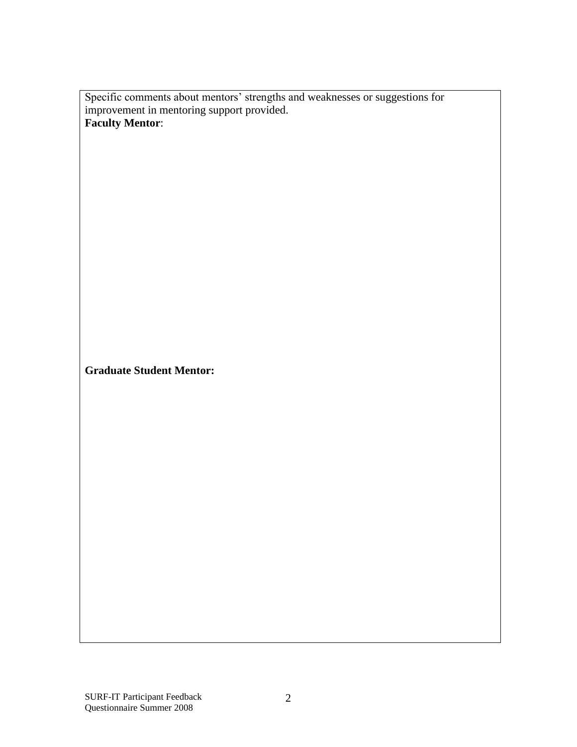Specific comments about mentors' strengths and weaknesses or suggestions for improvement in mentoring support provided.

**Faculty Mentor**:

**Graduate Student Mentor:**